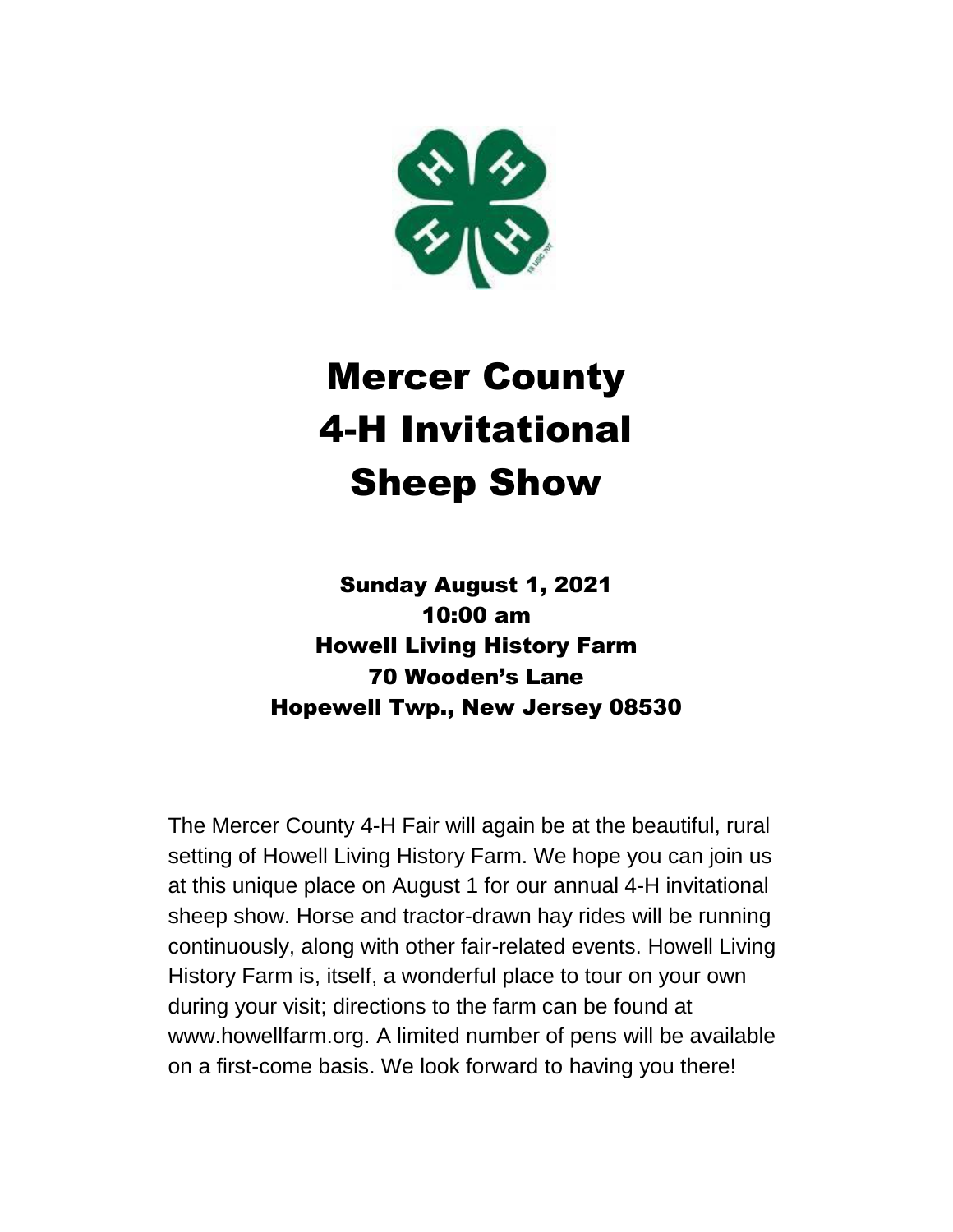# Mercer County 4-H Invitational Sheep Show

**Sunday August 1, 2021**
**10:00 am**
**Howell Living History Farm**
**70 Wooden's Lane**
**Hopewell Twp., New Jersey 08530**

The Mercer County 4-H Fair will again be at the beautiful, rural setting of Howell Living History Farm. We hope you can join us at this unique place on August 1 for our annual 4-H invitational sheep show. Horse and tractor-drawn hay rides will be running continuously, along with other fair-related events. Howell Living History Farm is, itself, a wonderful place to tour on your own during your visit; directions to the farm can be found at www.howellfarm.org. A limited number of pens will be available on a first-come basis. We look forward to having you there!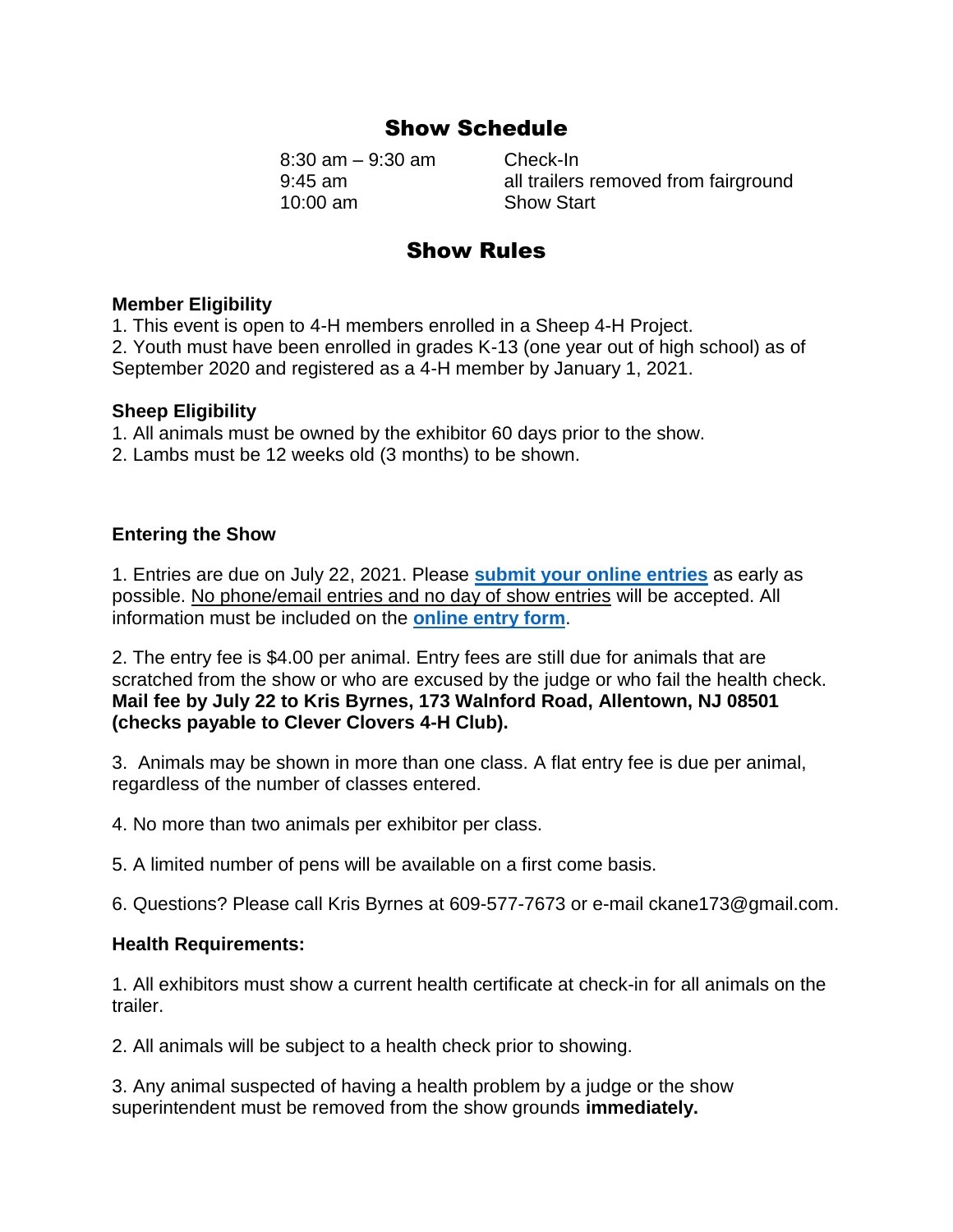## Show Schedule

| | |
|---|---|
| 8:30 am – 9:30 am | Check-In |
| 9:45 am | all trailers removed from fairground |
| 10:00 am | Show Start |

## Show Rules

**Member Eligibility**

1. This event is open to 4-H members enrolled in a Sheep 4-H Project.
2. Youth must have been enrolled in grades K-13 (one year out of high school) as of September 2020 and registered as a 4-H member by January 1, 2021.

**Sheep Eligibility**

1. All animals must be owned by the exhibitor 60 days prior to the show.
2. Lambs must be 12 weeks old (3 months) to be shown.

**Entering the Show**

1. Entries are due on July 22, 2021. Please **submit your online entries** as early as possible. No phone/email entries and no day of show entries will be accepted. All information must be included on the **online entry form**.

2. The entry fee is $4.00 per animal. Entry fees are still due for animals that are scratched from the show or who are excused by the judge or who fail the health check. **Mail fee by July 22 to Kris Byrnes, 173 Walnford Road, Allentown, NJ 08501 (checks payable to Clever Clovers 4-H Club).**

3. Animals may be shown in more than one class. A flat entry fee is due per animal, regardless of the number of classes entered.

4. No more than two animals per exhibitor per class.

5. A limited number of pens will be available on a first come basis.

6. Questions? Please call Kris Byrnes at 609-577-7673 or e-mail ckane173@gmail.com.

**Health Requirements:**

1. All exhibitors must show a current health certificate at check-in for all animals on the trailer.

2. All animals will be subject to a health check prior to showing.

3. Any animal suspected of having a health problem by a judge or the show superintendent must be removed from the show grounds **immediately.**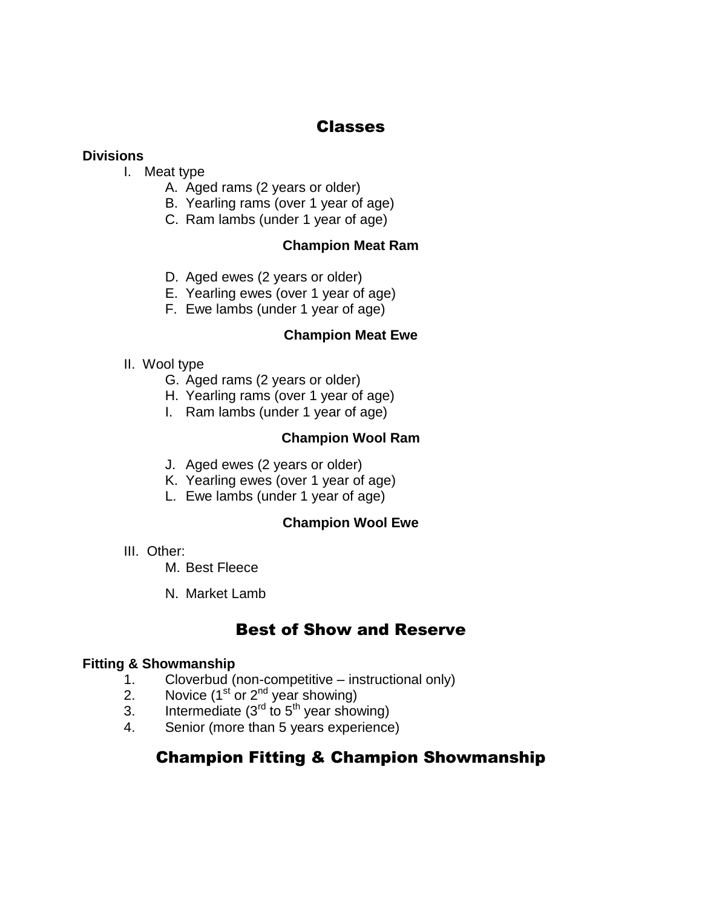# Classes

**Divisions**

I. Meat type
   A. Aged rams (2 years or older)
   B. Yearling rams (over 1 year of age)
   C. Ram lambs (under 1 year of age)

**Champion Meat Ram**

   D. Aged ewes (2 years or older)
   E. Yearling ewes (over 1 year of age)
   F. Ewe lambs (under 1 year of age)

**Champion Meat Ewe**

II. Wool type
   G. Aged rams (2 years or older)
   H. Yearling rams (over 1 year of age)
   I. Ram lambs (under 1 year of age)

**Champion Wool Ram**

   J. Aged ewes (2 years or older)
   K. Yearling ewes (over 1 year of age)
   L. Ewe lambs (under 1 year of age)

**Champion Wool Ewe**

III. Other:
   M. Best Fleece
   N. Market Lamb

## Best of Show and Reserve

**Fitting & Showmanship**

1. Cloverbud (non-competitive – instructional only)
2. Novice (1st or 2nd year showing)
3. Intermediate (3rd to 5th year showing)
4. Senior (more than 5 years experience)

## Champion Fitting & Champion Showmanship